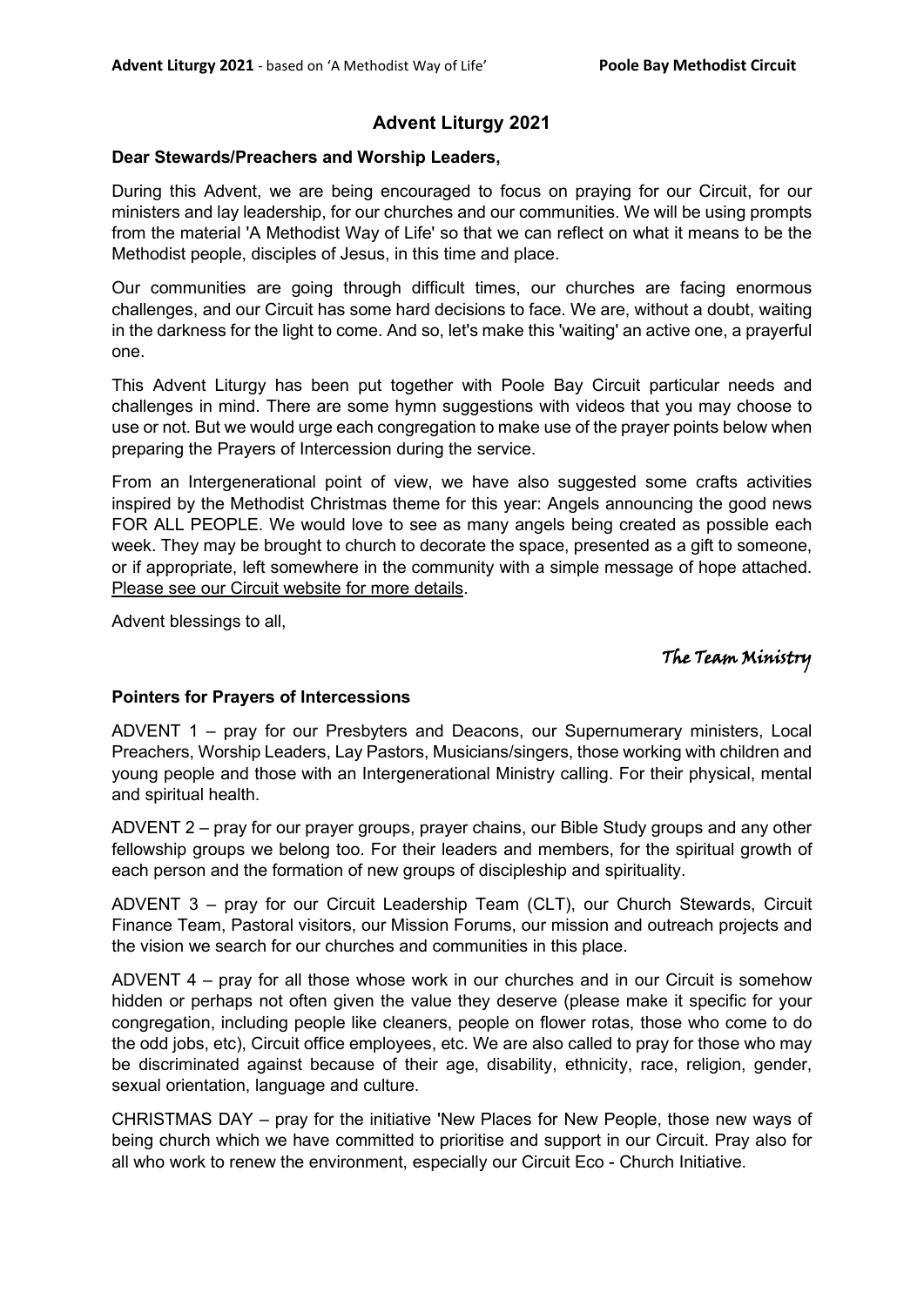# Advent Liturgy 2021

**Dear Stewards/Preachers and Worship Leaders,**

During this Advent, we are being encouraged to focus on praying for our Circuit, for our ministers and lay leadership, for our churches and our communities. We will be using prompts from the material 'A Methodist Way of Life' so that we can reflect on what it means to be the Methodist people, disciples of Jesus, in this time and place.

Our communities are going through difficult times, our churches are facing enormous challenges, and our Circuit has some hard decisions to face. We are, without a doubt, waiting in the darkness for the light to come. And so, let's make this 'waiting' an active one, a prayerful one.

This Advent Liturgy has been put together with Poole Bay Circuit particular needs and challenges in mind. There are some hymn suggestions with videos that you may choose to use or not. But we would urge each congregation to make use of the prayer points below when preparing the Prayers of Intercession during the service.

From an Intergenerational point of view, we have also suggested some crafts activities inspired by the Methodist Christmas theme for this year: Angels announcing the good news FOR ALL PEOPLE. We would love to see as many angels being created as possible each week. They may be brought to church to decorate the space, presented as a gift to someone, or if appropriate, left somewhere in the community with a simple message of hope attached. Please see our Circuit website for more details.

Advent blessings to all,

*The Team Ministry*

**Pointers for Prayers of Intercessions**

ADVENT 1 – pray for our Presbyters and Deacons, our Supernumerary ministers, Local Preachers, Worship Leaders, Lay Pastors, Musicians/singers, those working with children and young people and those with an Intergenerational Ministry calling. For their physical, mental and spiritual health.

ADVENT 2 – pray for our prayer groups, prayer chains, our Bible Study groups and any other fellowship groups we belong too. For their leaders and members, for the spiritual growth of each person and the formation of new groups of discipleship and spirituality.

ADVENT 3 – pray for our Circuit Leadership Team (CLT), our Church Stewards, Circuit Finance Team, Pastoral visitors, our Mission Forums, our mission and outreach projects and the vision we search for our churches and communities in this place.

ADVENT 4 – pray for all those whose work in our churches and in our Circuit is somehow hidden or perhaps not often given the value they deserve (please make it specific for your congregation, including people like cleaners, people on flower rotas, those who come to do the odd jobs, etc), Circuit office employees, etc. We are also called to pray for those who may be discriminated against because of their age, disability, ethnicity, race, religion, gender, sexual orientation, language and culture.

CHRISTMAS DAY – pray for the initiative 'New Places for New People, those new ways of being church which we have committed to prioritise and support in our Circuit. Pray also for all who work to renew the environment, especially our Circuit Eco - Church Initiative.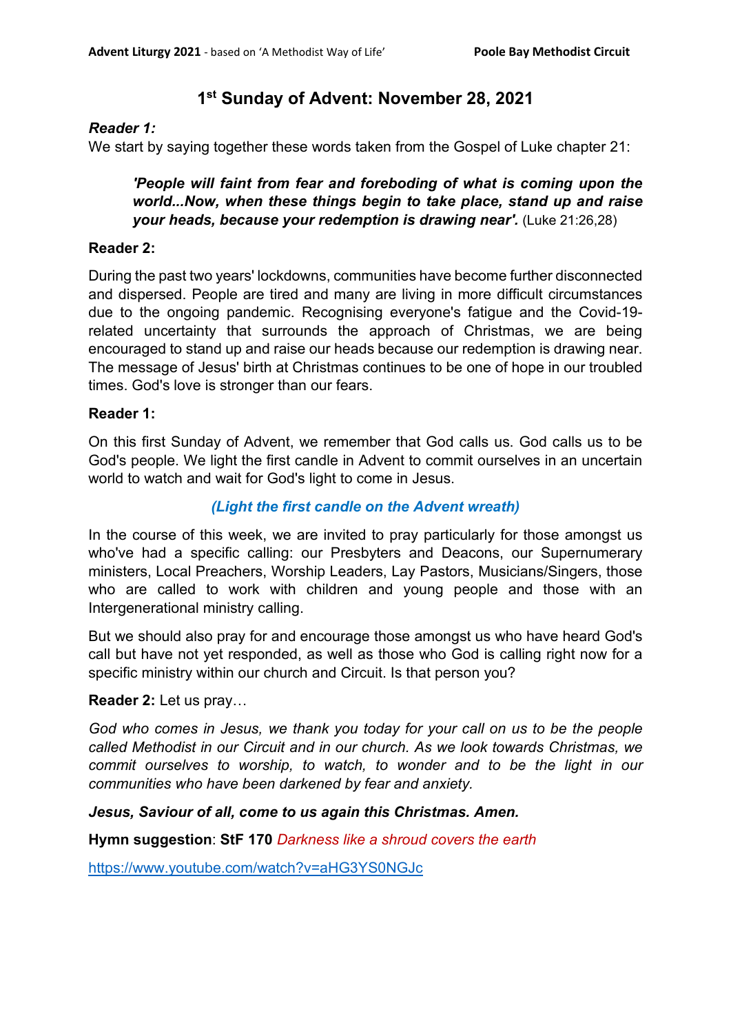# 1st Sunday of Advent: November 28, 2021

***Reader 1:***

We start by saying together these words taken from the Gospel of Luke chapter 21:

> ***'People will faint from fear and foreboding of what is coming upon the world...Now, when these things begin to take place, stand up and raise your heads, because your redemption is drawing near'.*** (Luke 21:26,28)

**Reader 2:**

During the past two years' lockdowns, communities have become further disconnected and dispersed. People are tired and many are living in more difficult circumstances due to the ongoing pandemic. Recognising everyone's fatigue and the Covid-19-related uncertainty that surrounds the approach of Christmas, we are being encouraged to stand up and raise our heads because our redemption is drawing near. The message of Jesus' birth at Christmas continues to be one of hope in our troubled times. God's love is stronger than our fears.

**Reader 1:**

On this first Sunday of Advent, we remember that God calls us. God calls us to be God's people. We light the first candle in Advent to commit ourselves in an uncertain world to watch and wait for God's light to come in Jesus.

***(Light the first candle on the Advent wreath)***

In the course of this week, we are invited to pray particularly for those amongst us who've had a specific calling: our Presbyters and Deacons, our Supernumerary ministers, Local Preachers, Worship Leaders, Lay Pastors, Musicians/Singers, those who are called to work with children and young people and those with an Intergenerational ministry calling.

But we should also pray for and encourage those amongst us who have heard God's call but have not yet responded, as well as those who God is calling right now for a specific ministry within our church and Circuit. Is that person you?

**Reader 2:** Let us pray…

*God who comes in Jesus, we thank you today for your call on us to be the people called Methodist in our Circuit and in our church. As we look towards Christmas, we commit ourselves to worship, to watch, to wonder and to be the light in our communities who have been darkened by fear and anxiety.*

***Jesus, Saviour of all, come to us again this Christmas. Amen.***

**Hymn suggestion**: **StF 170** *Darkness like a shroud covers the earth*

https://www.youtube.com/watch?v=aHG3YS0NGJc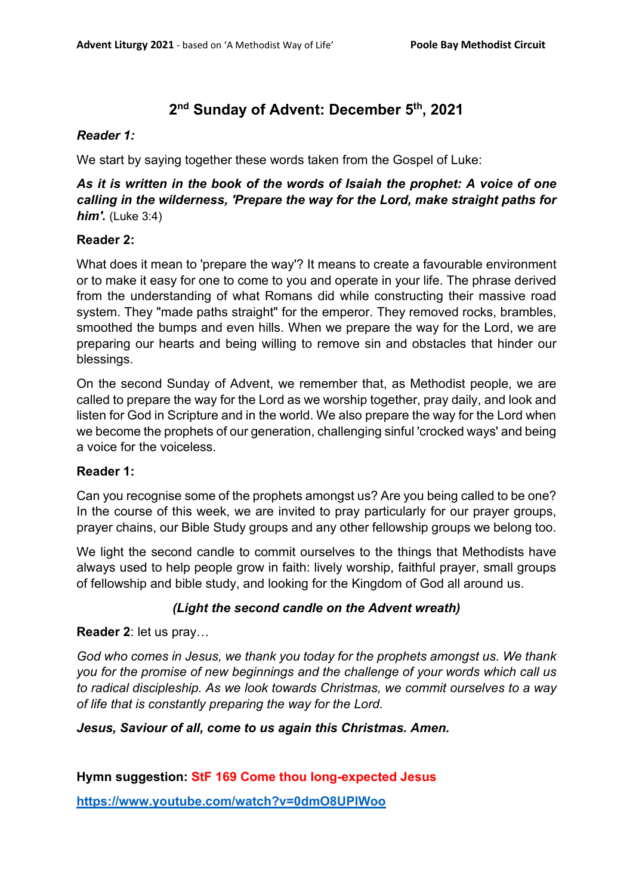## 2nd Sunday of Advent: December 5th, 2021

***Reader 1:***

We start by saying together these words taken from the Gospel of Luke:

***As it is written in the book of the words of Isaiah the prophet: A voice of one calling in the wilderness, 'Prepare the way for the Lord, make straight paths for him'.*** (Luke 3:4)

**Reader 2:**

What does it mean to 'prepare the way'? It means to create a favourable environment or to make it easy for one to come to you and operate in your life. The phrase derived from the understanding of what Romans did while constructing their massive road system. They "made paths straight" for the emperor. They removed rocks, brambles, smoothed the bumps and even hills. When we prepare the way for the Lord, we are preparing our hearts and being willing to remove sin and obstacles that hinder our blessings.

On the second Sunday of Advent, we remember that, as Methodist people, we are called to prepare the way for the Lord as we worship together, pray daily, and look and listen for God in Scripture and in the world. We also prepare the way for the Lord when we become the prophets of our generation, challenging sinful 'crocked ways' and being a voice for the voiceless.

**Reader 1:**

Can you recognise some of the prophets amongst us? Are you being called to be one? In the course of this week, we are invited to pray particularly for our prayer groups, prayer chains, our Bible Study groups and any other fellowship groups we belong too.

We light the second candle to commit ourselves to the things that Methodists have always used to help people grow in faith: lively worship, faithful prayer, small groups of fellowship and bible study, and looking for the Kingdom of God all around us.

***(Light the second candle on the Advent wreath)***

**Reader 2**: let us pray…

*God who comes in Jesus, we thank you today for the prophets amongst us. We thank you for the promise of new beginnings and the challenge of your words which call us to radical discipleship. As we look towards Christmas, we commit ourselves to a way of life that is constantly preparing the way for the Lord.*

***Jesus, Saviour of all, come to us again this Christmas. Amen.***

**Hymn suggestion: StF 169 Come thou long-expected Jesus**

**https://www.youtube.com/watch?v=0dmO8UPIWoo**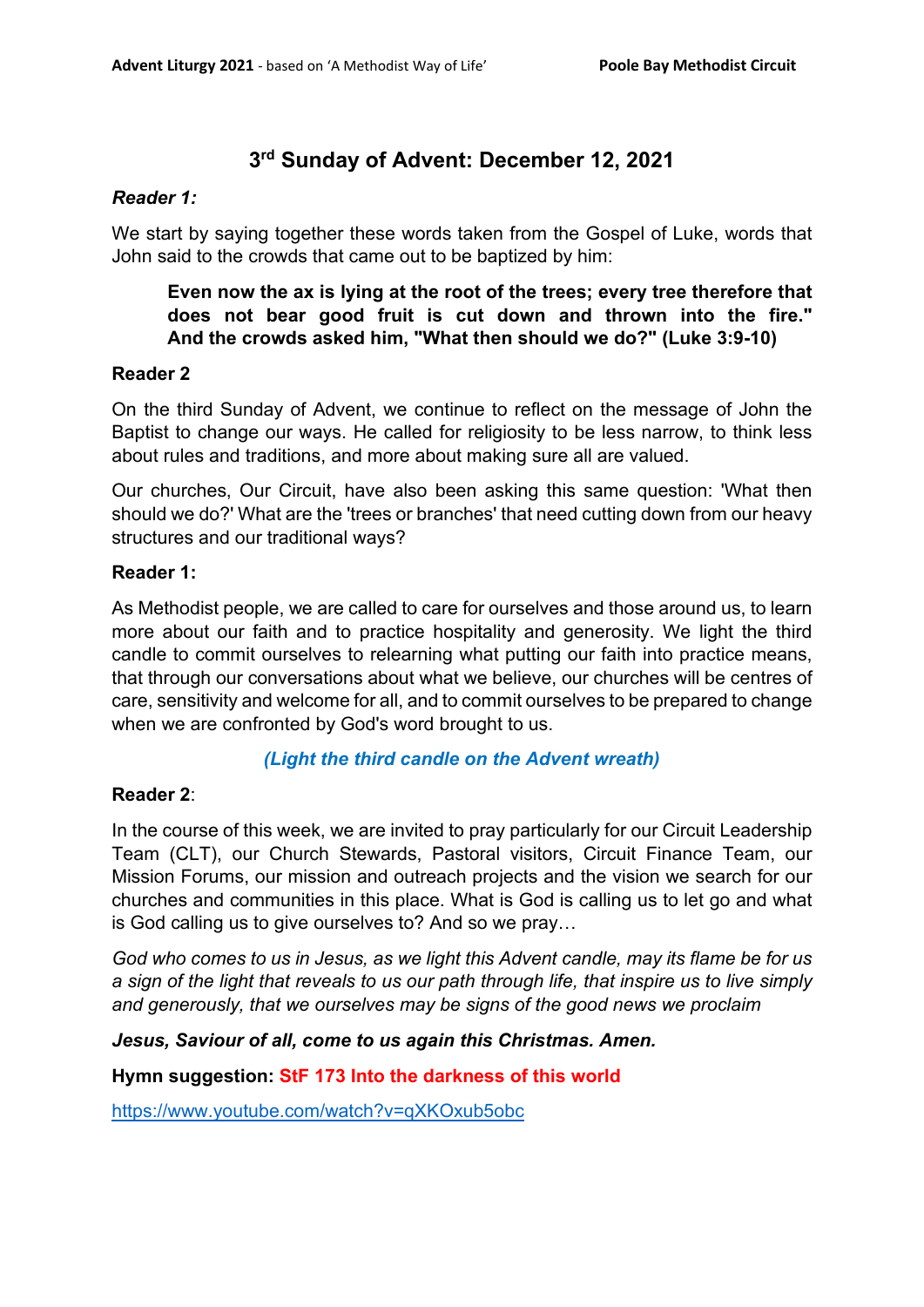# 3rd Sunday of Advent: December 12, 2021

***Reader 1:***

We start by saying together these words taken from the Gospel of Luke, words that John said to the crowds that came out to be baptized by him:

> **Even now the ax is lying at the root of the trees; every tree therefore that does not bear good fruit is cut down and thrown into the fire." And the crowds asked him, "What then should we do?" (Luke 3:9-10)**

**Reader 2**

On the third Sunday of Advent, we continue to reflect on the message of John the Baptist to change our ways. He called for religiosity to be less narrow, to think less about rules and traditions, and more about making sure all are valued.

Our churches, Our Circuit, have also been asking this same question: 'What then should we do?' What are the 'trees or branches' that need cutting down from our heavy structures and our traditional ways?

**Reader 1:**

As Methodist people, we are called to care for ourselves and those around us, to learn more about our faith and to practice hospitality and generosity. We light the third candle to commit ourselves to relearning what putting our faith into practice means, that through our conversations about what we believe, our churches will be centres of care, sensitivity and welcome for all, and to commit ourselves to be prepared to change when we are confronted by God's word brought to us.

***(Light the third candle on the Advent wreath)***

**Reader 2**:

In the course of this week, we are invited to pray particularly for our Circuit Leadership Team (CLT), our Church Stewards, Pastoral visitors, Circuit Finance Team, our Mission Forums, our mission and outreach projects and the vision we search for our churches and communities in this place. What is God is calling us to let go and what is God calling us to give ourselves to? And so we pray…

*God who comes to us in Jesus, as we light this Advent candle, may its flame be for us a sign of the light that reveals to us our path through life, that inspire us to live simply and generously, that we ourselves may be signs of the good news we proclaim*

***Jesus, Saviour of all, come to us again this Christmas. Amen.***

**Hymn suggestion: StF 173 Into the darkness of this world**

https://www.youtube.com/watch?v=qXKOxub5obc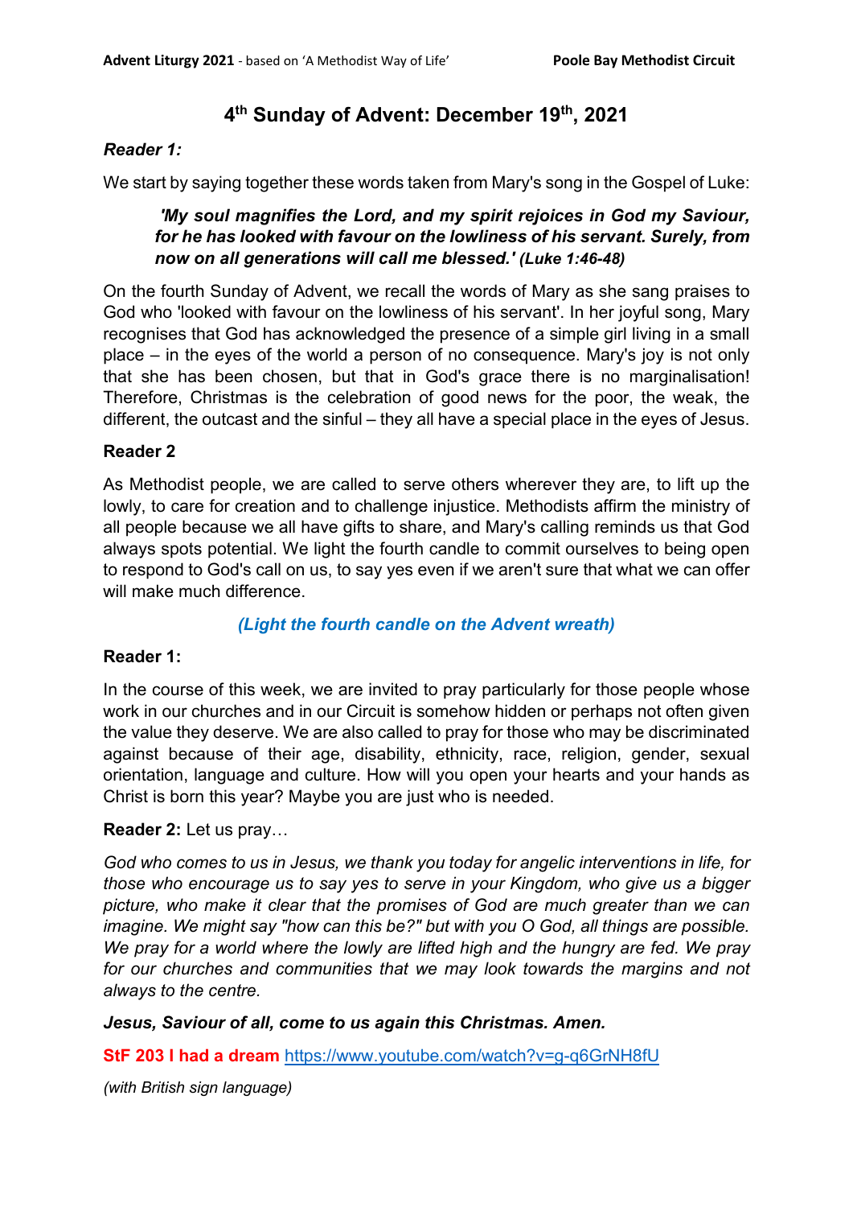# 4th Sunday of Advent: December 19th, 2021

***Reader 1:***

We start by saying together these words taken from Mary's song in the Gospel of Luke:

> ***'My soul magnifies the Lord, and my spirit rejoices in God my Saviour, for he has looked with favour on the lowliness of his servant. Surely, from now on all generations will call me blessed.' (Luke 1:46-48)***

On the fourth Sunday of Advent, we recall the words of Mary as she sang praises to God who 'looked with favour on the lowliness of his servant'. In her joyful song, Mary recognises that God has acknowledged the presence of a simple girl living in a small place – in the eyes of the world a person of no consequence. Mary's joy is not only that she has been chosen, but that in God's grace there is no marginalisation! Therefore, Christmas is the celebration of good news for the poor, the weak, the different, the outcast and the sinful – they all have a special place in the eyes of Jesus.

**Reader 2**

As Methodist people, we are called to serve others wherever they are, to lift up the lowly, to care for creation and to challenge injustice. Methodists affirm the ministry of all people because we all have gifts to share, and Mary's calling reminds us that God always spots potential. We light the fourth candle to commit ourselves to being open to respond to God's call on us, to say yes even if we aren't sure that what we can offer will make much difference.

***(Light the fourth candle on the Advent wreath)***

**Reader 1:**

In the course of this week, we are invited to pray particularly for those people whose work in our churches and in our Circuit is somehow hidden or perhaps not often given the value they deserve. We are also called to pray for those who may be discriminated against because of their age, disability, ethnicity, race, religion, gender, sexual orientation, language and culture. How will you open your hearts and your hands as Christ is born this year? Maybe you are just who is needed.

**Reader 2:** Let us pray…

*God who comes to us in Jesus, we thank you today for angelic interventions in life, for those who encourage us to say yes to serve in your Kingdom, who give us a bigger picture, who make it clear that the promises of God are much greater than we can imagine. We might say "how can this be?" but with you O God, all things are possible. We pray for a world where the lowly are lifted high and the hungry are fed. We pray for our churches and communities that we may look towards the margins and not always to the centre.*

***Jesus, Saviour of all, come to us again this Christmas. Amen.***

**StF 203 I had a dream** https://www.youtube.com/watch?v=g-q6GrNH8fU

*(with British sign language)*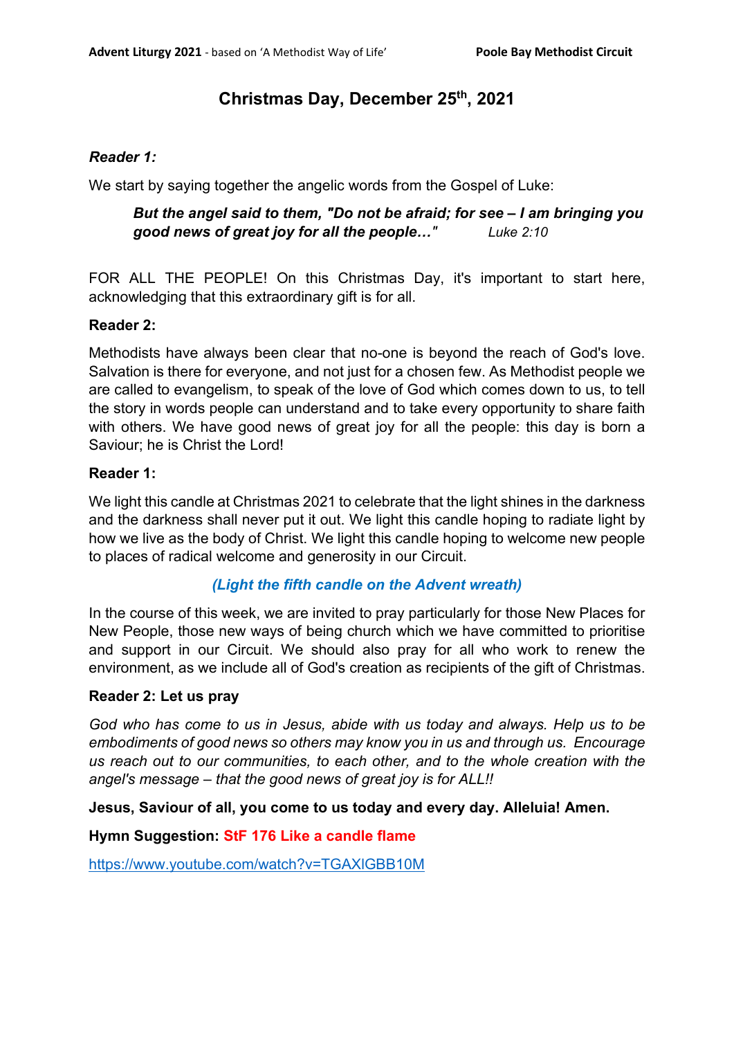# Christmas Day, December 25th, 2021

***Reader 1:***

We start by saying together the angelic words from the Gospel of Luke:

> ***But the angel said to them, "Do not be afraid; for see – I am bringing you good news of great joy for all the people…"*** *Luke 2:10*

FOR ALL THE PEOPLE! On this Christmas Day, it's important to start here, acknowledging that this extraordinary gift is for all.

**Reader 2:**

Methodists have always been clear that no-one is beyond the reach of God's love. Salvation is there for everyone, and not just for a chosen few. As Methodist people we are called to evangelism, to speak of the love of God which comes down to us, to tell the story in words people can understand and to take every opportunity to share faith with others. We have good news of great joy for all the people: this day is born a Saviour; he is Christ the Lord!

**Reader 1:**

We light this candle at Christmas 2021 to celebrate that the light shines in the darkness and the darkness shall never put it out. We light this candle hoping to radiate light by how we live as the body of Christ. We light this candle hoping to welcome new people to places of radical welcome and generosity in our Circuit.

***(Light the fifth candle on the Advent wreath)***

In the course of this week, we are invited to pray particularly for those New Places for New People, those new ways of being church which we have committed to prioritise and support in our Circuit. We should also pray for all who work to renew the environment, as we include all of God's creation as recipients of the gift of Christmas.

**Reader 2: Let us pray**

*God who has come to us in Jesus, abide with us today and always. Help us to be embodiments of good news so others may know you in us and through us. Encourage us reach out to our communities, to each other, and to the whole creation with the angel's message – that the good news of great joy is for ALL!!*

**Jesus, Saviour of all, you come to us today and every day. Alleluia! Amen.**

**Hymn Suggestion: StF 176 Like a candle flame**

https://www.youtube.com/watch?v=TGAXIGBB10M